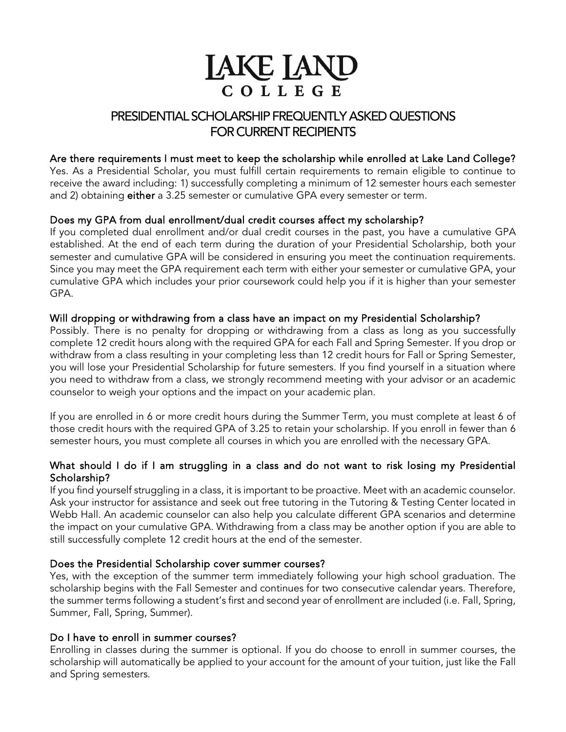# LAKE LAND COLLEGE

## PRESIDENTIAL SCHOLARSHIP FREQUENTLY ASKED QUESTIONS FOR CURRENT RECIPIENTS

### Are there requirements I must meet to keep the scholarship while enrolled at Lake Land College?

Yes. As a Presidential Scholar, you must fulfill certain requirements to remain eligible to continue to receive the award including: 1) successfully completing a minimum of 12 semester hours each semester and 2) obtaining **either** a 3.25 semester or cumulative GPA every semester or term.

### Does my GPA from dual enrollment/dual credit courses affect my scholarship?

If you completed dual enrollment and/or dual credit courses in the past, you have a cumulative GPA established. At the end of each term during the duration of your Presidential Scholarship, both your semester and cumulative GPA will be considered in ensuring you meet the continuation requirements. Since you may meet the GPA requirement each term with either your semester or cumulative GPA, your cumulative GPA which includes your prior coursework could help you if it is higher than your semester GPA.

### Will dropping or withdrawing from a class have an impact on my Presidential Scholarship?

Possibly. There is no penalty for dropping or withdrawing from a class as long as you successfully complete 12 credit hours along with the required GPA for each Fall and Spring Semester. If you drop or withdraw from a class resulting in your completing less than 12 credit hours for Fall or Spring Semester, you will lose your Presidential Scholarship for future semesters. If you find yourself in a situation where you need to withdraw from a class, we strongly recommend meeting with your advisor or an academic counselor to weigh your options and the impact on your academic plan.

If you are enrolled in 6 or more credit hours during the Summer Term, you must complete at least 6 of those credit hours with the required GPA of 3.25 to retain your scholarship. If you enroll in fewer than 6 semester hours, you must complete all courses in which you are enrolled with the necessary GPA.

### What should I do if I am struggling in a class and do not want to risk losing my Presidential Scholarship?

If you find yourself struggling in a class, it is important to be proactive. Meet with an academic counselor. Ask your instructor for assistance and seek out free tutoring in the Tutoring & Testing Center located in Webb Hall. An academic counselor can also help you calculate different GPA scenarios and determine the impact on your cumulative GPA. Withdrawing from a class may be another option if you are able to still successfully complete 12 credit hours at the end of the semester.

### Does the Presidential Scholarship cover summer courses?

Yes, with the exception of the summer term immediately following your high school graduation. The scholarship begins with the Fall Semester and continues for two consecutive calendar years. Therefore, the summer terms following a student's first and second year of enrollment are included (i.e. Fall, Spring, Summer, Fall, Spring, Summer).

### Do I have to enroll in summer courses?

Enrolling in classes during the summer is optional. If you do choose to enroll in summer courses, the scholarship will automatically be applied to your account for the amount of your tuition, just like the Fall and Spring semesters.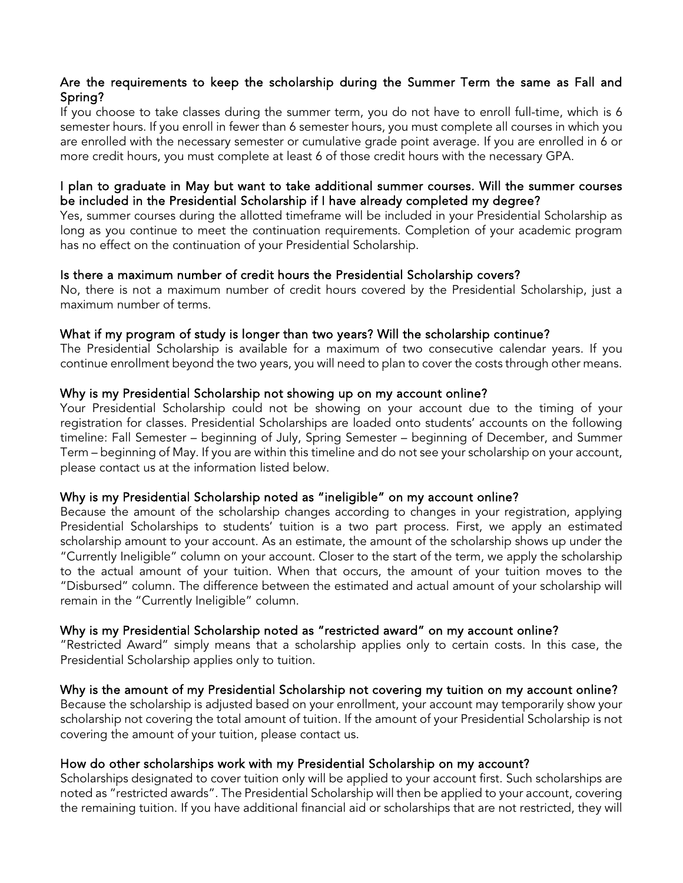### Are the requirements to keep the scholarship during the Summer Term the same as Fall and Spring?

If you choose to take classes during the summer term, you do not have to enroll full-time, which is 6 semester hours. If you enroll in fewer than 6 semester hours, you must complete all courses in which you are enrolled with the necessary semester or cumulative grade point average. If you are enrolled in 6 or more credit hours, you must complete at least 6 of those credit hours with the necessary GPA.

### I plan to graduate in May but want to take additional summer courses. Will the summer courses be included in the Presidential Scholarship if I have already completed my degree?

Yes, summer courses during the allotted timeframe will be included in your Presidential Scholarship as long as you continue to meet the continuation requirements. Completion of your academic program has no effect on the continuation of your Presidential Scholarship.

### Is there a maximum number of credit hours the Presidential Scholarship covers?

No, there is not a maximum number of credit hours covered by the Presidential Scholarship, just a maximum number of terms.

### What if my program of study is longer than two years? Will the scholarship continue?

The Presidential Scholarship is available for a maximum of two consecutive calendar years. If you continue enrollment beyond the two years, you will need to plan to cover the costs through other means.

### Why is my Presidential Scholarship not showing up on my account online?

Your Presidential Scholarship could not be showing on your account due to the timing of your registration for classes. Presidential Scholarships are loaded onto students' accounts on the following timeline: Fall Semester – beginning of July, Spring Semester – beginning of December, and Summer Term – beginning of May. If you are within this timeline and do not see your scholarship on your account, please contact us at the information listed below.

### Why is my Presidential Scholarship noted as "ineligible" on my account online?

Because the amount of the scholarship changes according to changes in your registration, applying Presidential Scholarships to students' tuition is a two part process. First, we apply an estimated scholarship amount to your account. As an estimate, the amount of the scholarship shows up under the "Currently Ineligible" column on your account. Closer to the start of the term, we apply the scholarship to the actual amount of your tuition. When that occurs, the amount of your tuition moves to the "Disbursed" column. The difference between the estimated and actual amount of your scholarship will remain in the "Currently Ineligible" column.

### Why is my Presidential Scholarship noted as "restricted award" on my account online?

"Restricted Award" simply means that a scholarship applies only to certain costs. In this case, the Presidential Scholarship applies only to tuition.

### Why is the amount of my Presidential Scholarship not covering my tuition on my account online?

Because the scholarship is adjusted based on your enrollment, your account may temporarily show your scholarship not covering the total amount of tuition. If the amount of your Presidential Scholarship is not covering the amount of your tuition, please contact us.

### How do other scholarships work with my Presidential Scholarship on my account?

Scholarships designated to cover tuition only will be applied to your account first. Such scholarships are noted as "restricted awards". The Presidential Scholarship will then be applied to your account, covering the remaining tuition. If you have additional financial aid or scholarships that are not restricted, they will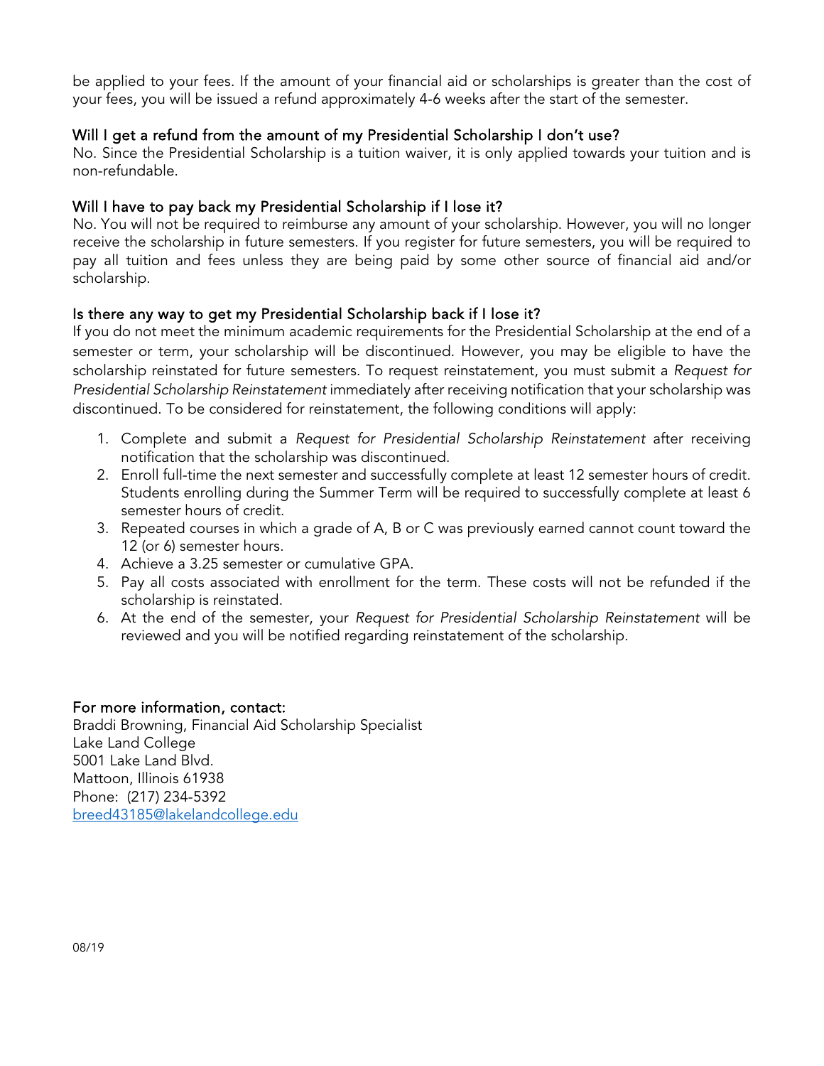be applied to your fees. If the amount of your financial aid or scholarships is greater than the cost of your fees, you will be issued a refund approximately 4-6 weeks after the start of the semester.

### Will I get a refund from the amount of my Presidential Scholarship I don't use?

No. Since the Presidential Scholarship is a tuition waiver, it is only applied towards your tuition and is non-refundable.

### Will I have to pay back my Presidential Scholarship if I lose it?

No. You will not be required to reimburse any amount of your scholarship. However, you will no longer receive the scholarship in future semesters. If you register for future semesters, you will be required to pay all tuition and fees unless they are being paid by some other source of financial aid and/or scholarship.

### Is there any way to get my Presidential Scholarship back if I lose it?

If you do not meet the minimum academic requirements for the Presidential Scholarship at the end of a semester or term, your scholarship will be discontinued. However, you may be eligible to have the scholarship reinstated for future semesters. To request reinstatement, you must submit a *Request for Presidential Scholarship Reinstatement* immediately after receiving notification that your scholarship was discontinued. To be considered for reinstatement, the following conditions will apply:

1. Complete and submit a *Request for Presidential Scholarship Reinstatement* after receiving notification that the scholarship was discontinued.
2. Enroll full-time the next semester and successfully complete at least 12 semester hours of credit. Students enrolling during the Summer Term will be required to successfully complete at least 6 semester hours of credit.
3. Repeated courses in which a grade of A, B or C was previously earned cannot count toward the 12 (or 6) semester hours.
4. Achieve a 3.25 semester or cumulative GPA.
5. Pay all costs associated with enrollment for the term. These costs will not be refunded if the scholarship is reinstated.
6. At the end of the semester, your *Request for Presidential Scholarship Reinstatement* will be reviewed and you will be notified regarding reinstatement of the scholarship.

### For more information, contact:

Braddi Browning, Financial Aid Scholarship Specialist
Lake Land College
5001 Lake Land Blvd.
Mattoon, Illinois 61938
Phone: (217) 234-5392
breed43185@lakelandcollege.edu

08/19